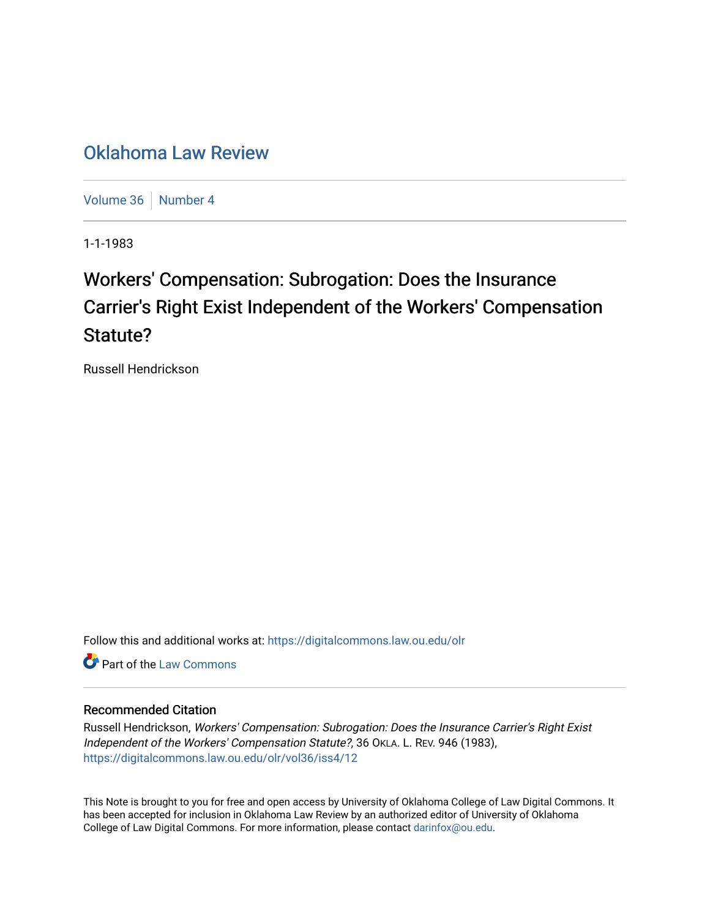# Oklahoma Law Review

Volume 36 | Number 4

1-1-1983

## Workers' Compensation: Subrogation: Does the Insurance Carrier's Right Exist Independent of the Workers' Compensation Statute?

Russell Hendrickson

Follow this and additional works at: https://digitalcommons.law.ou.edu/olr

Part of the Law Commons

### Recommended Citation

Russell Hendrickson, *Workers' Compensation: Subrogation: Does the Insurance Carrier's Right Exist Independent of the Workers' Compensation Statute?*, 36 OKLA. L. REV. 946 (1983), https://digitalcommons.law.ou.edu/olr/vol36/iss4/12

This Note is brought to you for free and open access by University of Oklahoma College of Law Digital Commons. It has been accepted for inclusion in Oklahoma Law Review by an authorized editor of University of Oklahoma College of Law Digital Commons. For more information, please contact darinfox@ou.edu.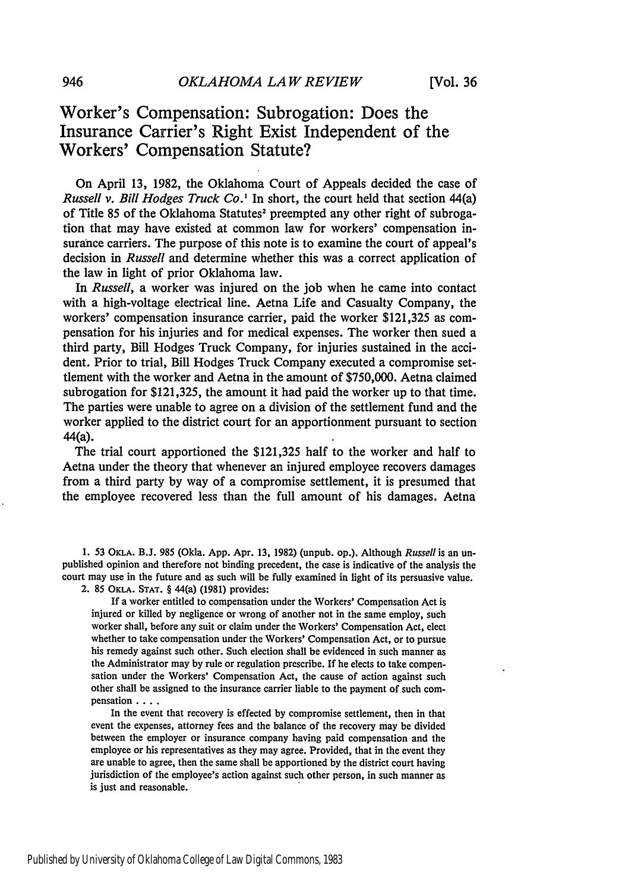# Worker's Compensation: Subrogation: Does the Insurance Carrier's Right Exist Independent of the Workers' Compensation Statute?

On April 13, 1982, the Oklahoma Court of Appeals decided the case of *Russell v. Bill Hodges Truck Co.*[1] In short, the court held that section 44(a) of Title 85 of the Oklahoma Statutes[2] preempted any other right of subrogation that may have existed at common law for workers' compensation insurance carriers. The purpose of this note is to examine the court of appeal's decision in *Russell* and determine whether this was a correct application of the law in light of prior Oklahoma law.

In *Russell*, a worker was injured on the job when he came into contact with a high-voltage electrical line. Aetna Life and Casualty Company, the workers' compensation insurance carrier, paid the worker $121,325 as compensation for his injuries and for medical expenses. The worker then sued a third party, Bill Hodges Truck Company, for injuries sustained in the accident. Prior to trial, Bill Hodges Truck Company executed a compromise settlement with the worker and Aetna in the amount of $750,000. Aetna claimed subrogation for $121,325, the amount it had paid the worker up to that time. The parties were unable to agree on a division of the settlement fund and the worker applied to the district court for an apportionment pursuant to section 44(a).

The trial court apportioned the $121,325 half to the worker and half to Aetna under the theory that whenever an injured employee recovers damages from a third party by way of a compromise settlement, it is presumed that the employee recovered less than the full amount of his damages. Aetna

---

1. 53 OKLA. B.J. 985 (Okla. App. Apr. 13, 1982) (unpub. op.). Although *Russell* is an unpublished opinion and therefore not binding precedent, the case is indicative of the analysis the court may use in the future and as such will be fully examined in light of its persuasive value.

2. 85 OKLA. STAT. § 44(a) (1981) provides:

> If a worker entitled to compensation under the Workers' Compensation Act is injured or killed by negligence or wrong of another not in the same employ, such worker shall, before any suit or claim under the Workers' Compensation Act, elect whether to take compensation under the Workers' Compensation Act, or to pursue his remedy against such other. Such election shall be evidenced in such manner as the Administrator may by rule or regulation prescribe. If he elects to take compensation under the Workers' Compensation Act, the cause of action against such other shall be assigned to the insurance carrier liable to the payment of such compensation . . . .
>
> In the event that recovery is effected by compromise settlement, then in that event the expenses, attorney fees and the balance of the recovery may be divided between the employer or insurance company having paid compensation and the employee or his representatives as they may agree. Provided, that in the event they are unable to agree, then the same shall be apportioned by the district court having jurisdiction of the employee's action against such other person, in such manner as is just and reasonable.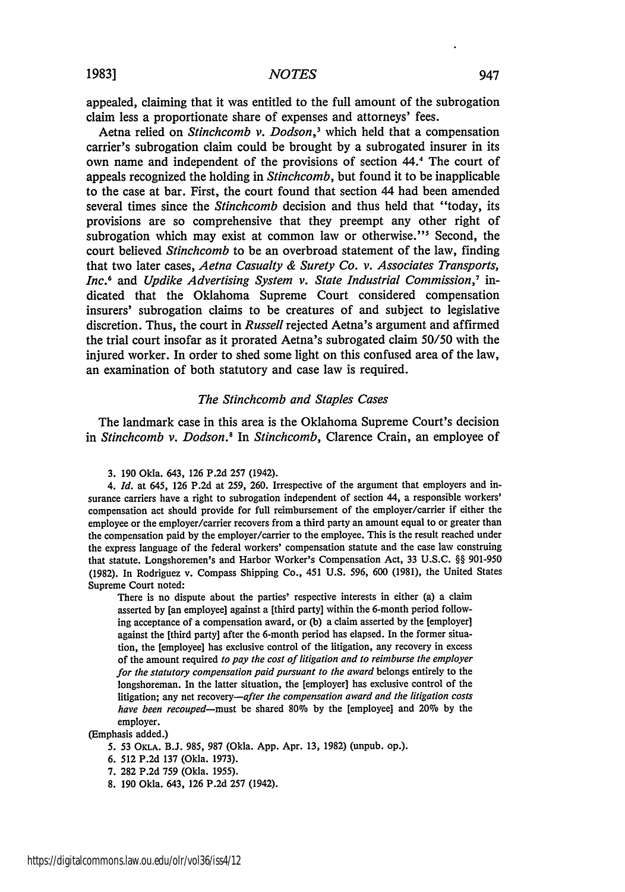appealed, claiming that it was entitled to the full amount of the subrogation claim less a proportionate share of expenses and attorneys' fees.

Aetna relied on *Stinchcomb v. Dodson*,[3] which held that a compensation carrier's subrogation claim could be brought by a subrogated insurer in its own name and independent of the provisions of section 44.[4] The court of appeals recognized the holding in *Stinchcomb*, but found it to be inapplicable to the case at bar. First, the court found that section 44 had been amended several times since the *Stinchcomb* decision and thus held that "today, its provisions are so comprehensive that they preempt any other right of subrogation which may exist at common law or otherwise."[5] Second, the court believed *Stinchcomb* to be an overbroad statement of the law, finding that two later cases, *Aetna Casualty & Surety Co. v. Associates Transports, Inc.*[6] and *Updike Advertising System v. State Industrial Commission*,[7] indicated that the Oklahoma Supreme Court considered compensation insurers' subrogation claims to be creatures of and subject to legislative discretion. Thus, the court in *Russell* rejected Aetna's argument and affirmed the trial court insofar as it prorated Aetna's subrogated claim 50/50 with the injured worker. In order to shed some light on this confused area of the law, an examination of both statutory and case law is required.

### *The Stinchcomb and Staples Cases*

The landmark case in this area is the Oklahoma Supreme Court's decision in *Stinchcomb v. Dodson*.[8] In *Stinchcomb*, Clarence Crain, an employee of

---

3. 190 Okla. 643, 126 P.2d 257 (1942).

4. *Id.* at 645, 126 P.2d at 259, 260. Irrespective of the argument that employers and insurance carriers have a right to subrogation independent of section 44, a responsible workers' compensation act should provide for full reimbursement of the employer/carrier if either the employee or the employer/carrier recovers from a third party an amount equal to or greater than the compensation paid by the employer/carrier to the employee. This is the result reached under the express language of the federal workers' compensation statute and the case law construing that statute. Longshoremen's and Harbor Worker's Compensation Act, 33 U.S.C. §§ 901-950 (1982). In Rodriguez v. Compass Shipping Co., 451 U.S. 596, 600 (1981), the United States Supreme Court noted:

> There is no dispute about the parties' respective interests in either (a) a claim asserted by [an employee] against a [third party] within the 6-month period following acceptance of a compensation award, or (b) a claim asserted by the [employer] against the [third party] after the 6-month period has elapsed. In the former situation, the [employee] has exclusive control of the litigation, any recovery in excess of the amount required *to pay the cost of litigation and to reimburse the employer for the statutory compensation paid pursuant to the award* belongs entirely to the longshoreman. In the latter situation, the [employer] has exclusive control of the litigation; any net recovery—*after the compensation award and the litigation costs have been recouped*—must be shared 80% by the [employee] and 20% by the employer.

(Emphasis added.)

5. 53 OKLA. B.J. 985, 987 (Okla. App. Apr. 13, 1982) (unpub. op.).

6. 512 P.2d 137 (Okla. 1973).

7. 282 P.2d 759 (Okla. 1955).

8. 190 Okla. 643, 126 P.2d 257 (1942).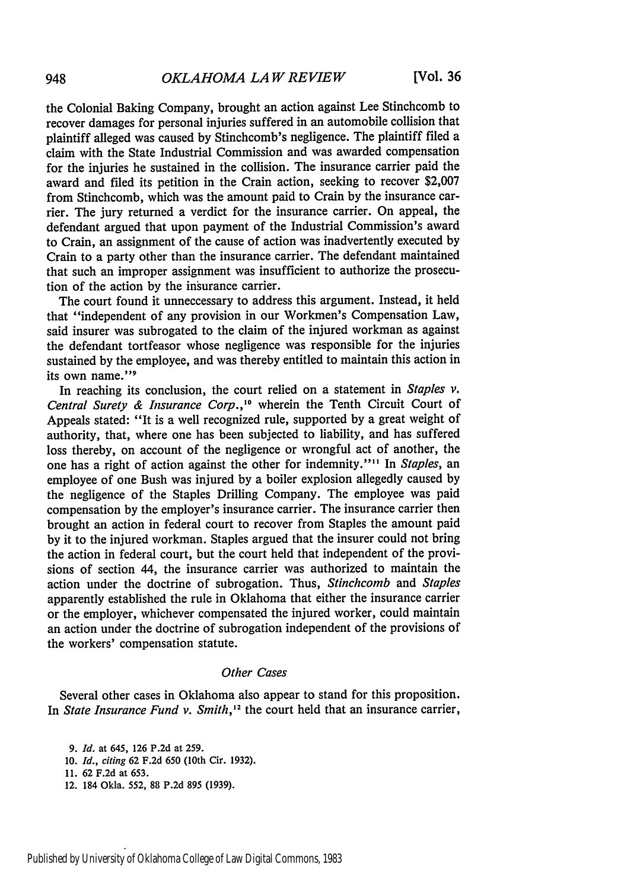the Colonial Baking Company, brought an action against Lee Stinchcomb to recover damages for personal injuries suffered in an automobile collision that plaintiff alleged was caused by Stinchcomb's negligence. The plaintiff filed a claim with the State Industrial Commission and was awarded compensation for the injuries he sustained in the collision. The insurance carrier paid the award and filed its petition in the Crain action, seeking to recover $2,007 from Stinchcomb, which was the amount paid to Crain by the insurance carrier. The jury returned a verdict for the insurance carrier. On appeal, the defendant argued that upon payment of the Industrial Commission's award to Crain, an assignment of the cause of action was inadvertently executed by Crain to a party other than the insurance carrier. The defendant maintained that such an improper assignment was insufficient to authorize the prosecution of the action by the insurance carrier.

The court found it unneccessary to address this argument. Instead, it held that "independent of any provision in our Workmen's Compensation Law, said insurer was subrogated to the claim of the injured workman as against the defendant tortfeasor whose negligence was responsible for the injuries sustained by the employee, and was thereby entitled to maintain this action in its own name."[9]

In reaching its conclusion, the court relied on a statement in *Staples v. Central Surety & Insurance Corp.*,[10] wherein the Tenth Circuit Court of Appeals stated: "It is a well recognized rule, supported by a great weight of authority, that, where one has been subjected to liability, and has suffered loss thereby, on account of the negligence or wrongful act of another, the one has a right of action against the other for indemnity."[11] In *Staples*, an employee of one Bush was injured by a boiler explosion allegedly caused by the negligence of the Staples Drilling Company. The employee was paid compensation by the employer's insurance carrier. The insurance carrier then brought an action in federal court to recover from Staples the amount paid by it to the injured workman. Staples argued that the insurer could not bring the action in federal court, but the court held that independent of the provisions of section 44, the insurance carrier was authorized to maintain the action under the doctrine of subrogation. Thus, *Stinchcomb* and *Staples* apparently established the rule in Oklahoma that either the insurance carrier or the employer, whichever compensated the injured worker, could maintain an action under the doctrine of subrogation independent of the provisions of the workers' compensation statute.

### *Other Cases*

Several other cases in Oklahoma also appear to stand for this proposition. In *State Insurance Fund v. Smith*,[12] the court held that an insurance carrier,

9. *Id.* at 645, 126 P.2d at 259.
10. *Id.*, *citing* 62 F.2d 650 (10th Cir. 1932).
11. 62 F.2d at 653.
12. 184 Okla. 552, 88 P.2d 895 (1939).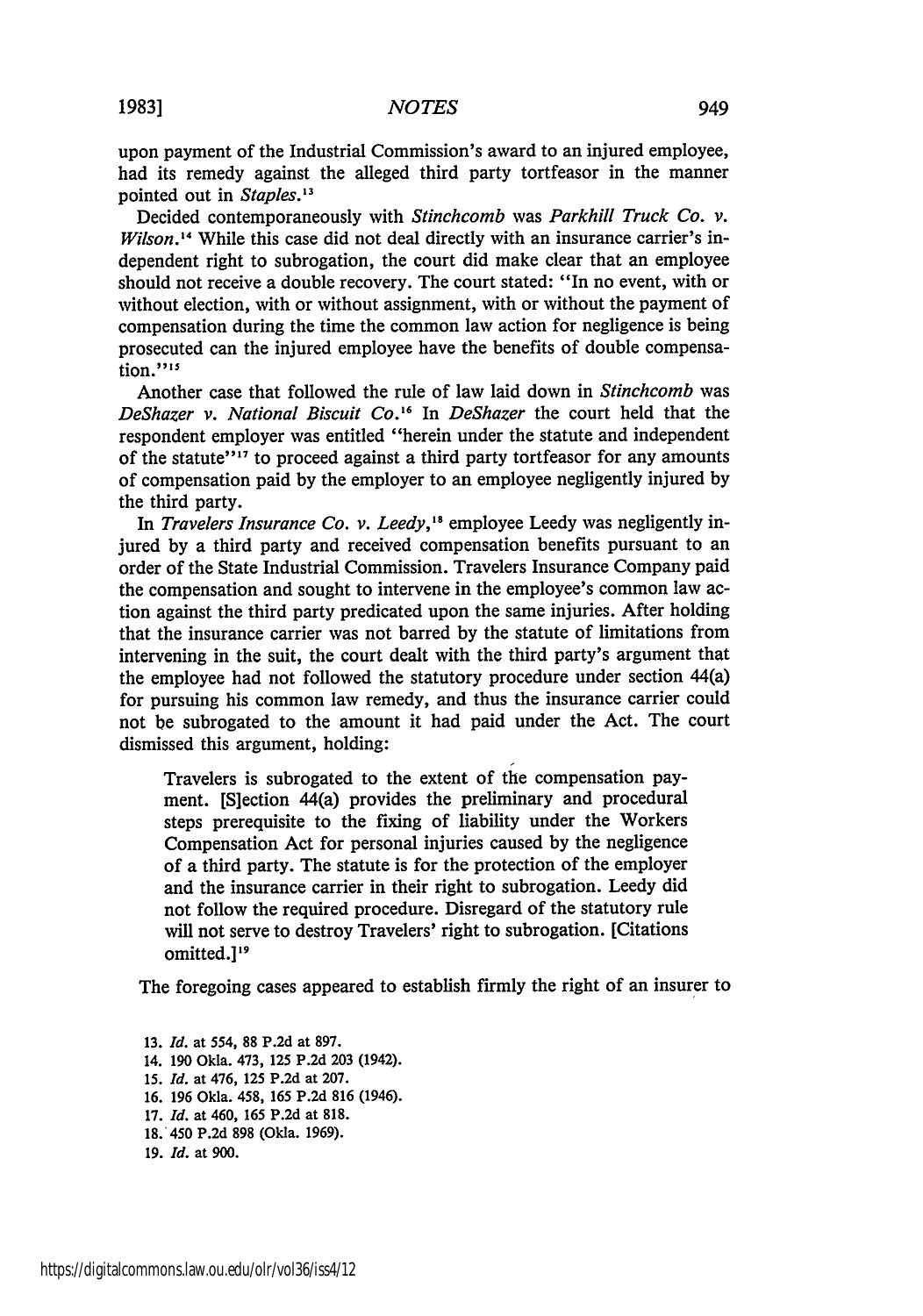upon payment of the Industrial Commission's award to an injured employee, had its remedy against the alleged third party tortfeasor in the manner pointed out in *Staples*.[13]

Decided contemporaneously with *Stinchcomb* was *Parkhill Truck Co. v. Wilson*.[14] While this case did not deal directly with an insurance carrier's independent right to subrogation, the court did make clear that an employee should not receive a double recovery. The court stated: "In no event, with or without election, with or without assignment, with or without the payment of compensation during the time the common law action for negligence is being prosecuted can the injured employee have the benefits of double compensation."[15]

Another case that followed the rule of law laid down in *Stinchcomb* was *DeShazer v. National Biscuit Co.*[16] In *DeShazer* the court held that the respondent employer was entitled "herein under the statute and independent of the statute"[17] to proceed against a third party tortfeasor for any amounts of compensation paid by the employer to an employee negligently injured by the third party.

In *Travelers Insurance Co. v. Leedy*,[18] employee Leedy was negligently injured by a third party and received compensation benefits pursuant to an order of the State Industrial Commission. Travelers Insurance Company paid the compensation and sought to intervene in the employee's common law action against the third party predicated upon the same injuries. After holding that the insurance carrier was not barred by the statute of limitations from intervening in the suit, the court dealt with the third party's argument that the employee had not followed the statutory procedure under section 44(a) for pursuing his common law remedy, and thus the insurance carrier could not be subrogated to the amount it had paid under the Act. The court dismissed this argument, holding:

> Travelers is subrogated to the extent of the compensation payment. [S]ection 44(a) provides the preliminary and procedural steps prerequisite to the fixing of liability under the Workers Compensation Act for personal injuries caused by the negligence of a third party. The statute is for the protection of the employer and the insurance carrier in their right to subrogation. Leedy did not follow the required procedure. Disregard of the statutory rule will not serve to destroy Travelers' right to subrogation. [Citations omitted.][19]

The foregoing cases appeared to establish firmly the right of an insurer to

13. *Id.* at 554, 88 P.2d at 897.
14. 190 Okla. 473, 125 P.2d 203 (1942).
15. *Id.* at 476, 125 P.2d at 207.
16. 196 Okla. 458, 165 P.2d 816 (1946).
17. *Id.* at 460, 165 P.2d at 818.
18. 450 P.2d 898 (Okla. 1969).
19. *Id.* at 900.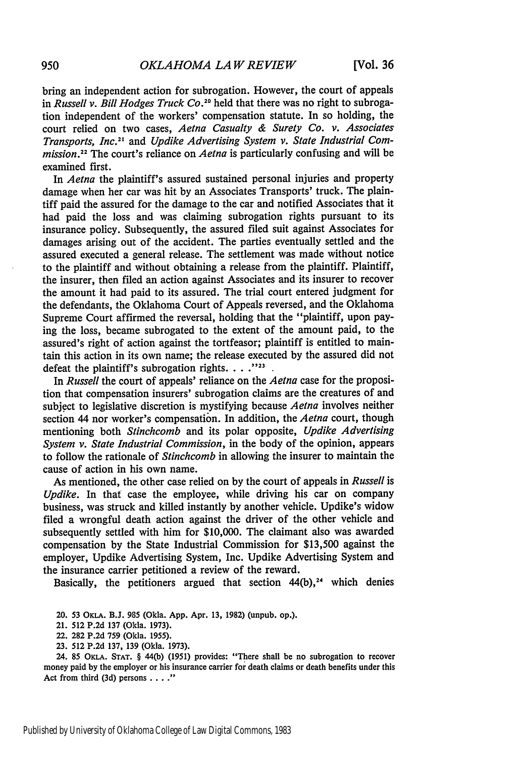bring an independent action for subrogation. However, the court of appeals in *Russell v. Bill Hodges Truck Co.*[20] held that there was no right to subrogation independent of the workers' compensation statute. In so holding, the court relied on two cases, *Aetna Casualty & Surety Co. v. Associates Transports, Inc.*[21] and *Updike Advertising System v. State Industrial Commission*.[22] The court's reliance on *Aetna* is particularly confusing and will be examined first.

In *Aetna* the plaintiff's assured sustained personal injuries and property damage when her car was hit by an Associates Transports' truck. The plaintiff paid the assured for the damage to the car and notified Associates that it had paid the loss and was claiming subrogation rights pursuant to its insurance policy. Subsequently, the assured filed suit against Associates for damages arising out of the accident. The parties eventually settled and the assured executed a general release. The settlement was made without notice to the plaintiff and without obtaining a release from the plaintiff. Plaintiff, the insurer, then filed an action against Associates and its insurer to recover the amount it had paid to its assured. The trial court entered judgment for the defendants, the Oklahoma Court of Appeals reversed, and the Oklahoma Supreme Court affirmed the reversal, holding that the "plaintiff, upon paying the loss, became subrogated to the extent of the amount paid, to the assured's right of action against the tortfeasor; plaintiff is entitled to maintain this action in its own name; the release executed by the assured did not defeat the plaintiff's subrogation rights. . . ."[23]

In *Russell* the court of appeals' reliance on the *Aetna* case for the proposition that compensation insurers' subrogation claims are the creatures of and subject to legislative discretion is mystifying because *Aetna* involves neither section 44 nor worker's compensation. In addition, the *Aetna* court, though mentioning both *Stinchcomb* and its polar opposite, *Updike Advertising System v. State Industrial Commission*, in the body of the opinion, appears to follow the rationale of *Stinchcomb* in allowing the insurer to maintain the cause of action in his own name.

As mentioned, the other case relied on by the court of appeals in *Russell* is *Updike*. In that case the employee, while driving his car on company business, was struck and killed instantly by another vehicle. Updike's widow filed a wrongful death action against the driver of the other vehicle and subsequently settled with him for $10,000. The claimant also was awarded compensation by the State Industrial Commission for $13,500 against the employer, Updike Advertising System, Inc. Updike Advertising System and the insurance carrier petitioned a review of the reward.

Basically, the petitioners argued that section 44(b),[24] which denies

---

20. 53 OKLA. B.J. 985 (Okla. App. Apr. 13, 1982) (unpub. op.).

21. 512 P.2d 137 (Okla. 1973).

22. 282 P.2d 759 (Okla. 1955).

23. 512 P.2d 137, 139 (Okla. 1973).

24. 85 OKLA. STAT. § 44(b) (1951) provides: "There shall be no subrogation to recover money paid by the employer or his insurance carrier for death claims or death benefits under this Act from third (3d) persons . . . ."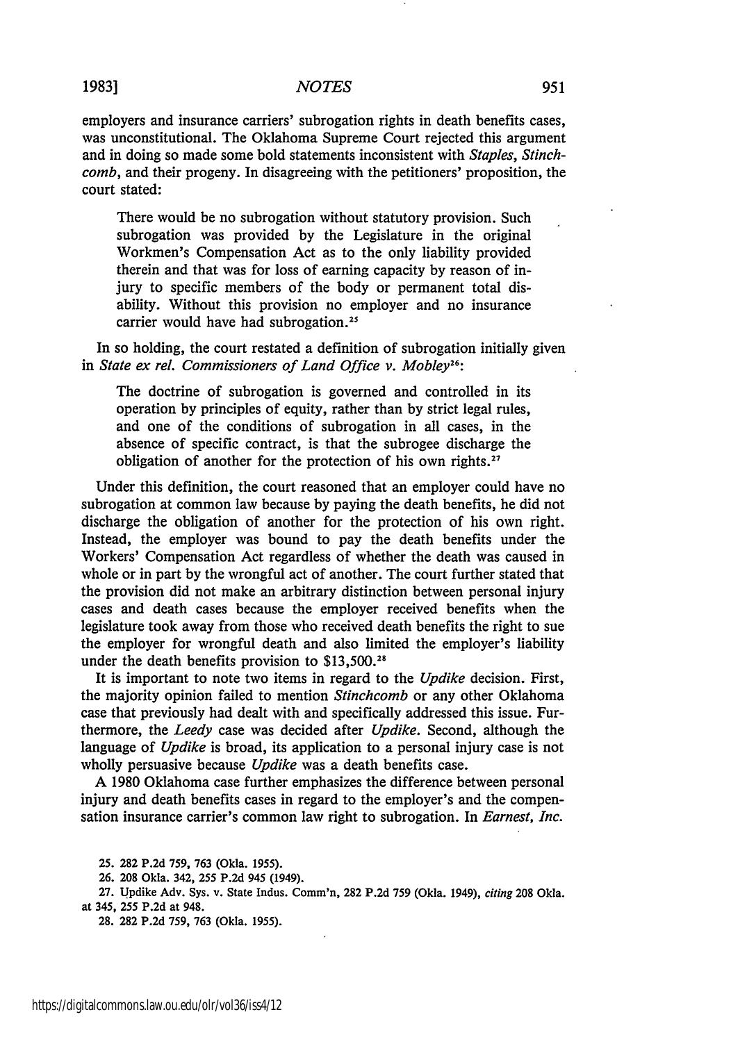employers and insurance carriers' subrogation rights in death benefits cases, was unconstitutional. The Oklahoma Supreme Court rejected this argument and in doing so made some bold statements inconsistent with *Staples*, *Stinchcomb*, and their progeny. In disagreeing with the petitioners' proposition, the court stated:

> There would be no subrogation without statutory provision. Such subrogation was provided by the Legislature in the original Workmen's Compensation Act as to the only liability provided therein and that was for loss of earning capacity by reason of injury to specific members of the body or permanent total disability. Without this provision no employer and no insurance carrier would have had subrogation.[25]

In so holding, the court restated a definition of subrogation initially given in *State ex rel. Commissioners of Land Office v. Mobley*[26]:

> The doctrine of subrogation is governed and controlled in its operation by principles of equity, rather than by strict legal rules, and one of the conditions of subrogation in all cases, in the absence of specific contract, is that the subrogee discharge the obligation of another for the protection of his own rights.[27]

Under this definition, the court reasoned that an employer could have no subrogation at common law because by paying the death benefits, he did not discharge the obligation of another for the protection of his own right. Instead, the employer was bound to pay the death benefits under the Workers' Compensation Act regardless of whether the death was caused in whole or in part by the wrongful act of another. The court further stated that the provision did not make an arbitrary distinction between personal injury cases and death cases because the employer received benefits when the legislature took away from those who received death benefits the right to sue the employer for wrongful death and also limited the employer's liability under the death benefits provision to $13,500.[28]

It is important to note two items in regard to the *Updike* decision. First, the majority opinion failed to mention *Stinchcomb* or any other Oklahoma case that previously had dealt with and specifically addressed this issue. Furthermore, the *Leedy* case was decided after *Updike*. Second, although the language of *Updike* is broad, its application to a personal injury case is not wholly persuasive because *Updike* was a death benefits case.

A 1980 Oklahoma case further emphasizes the difference between personal injury and death benefits cases in regard to the employer's and the compensation insurance carrier's common law right to subrogation. In *Earnest, Inc.*

25. 282 P.2d 759, 763 (Okla. 1955).

26. 208 Okla. 342, 255 P.2d 945 (1949).

27. Updike Adv. Sys. v. State Indus. Comm'n, 282 P.2d 759 (Okla. 1949), *citing* 208 Okla. at 345, 255 P.2d at 948.

28. 282 P.2d 759, 763 (Okla. 1955).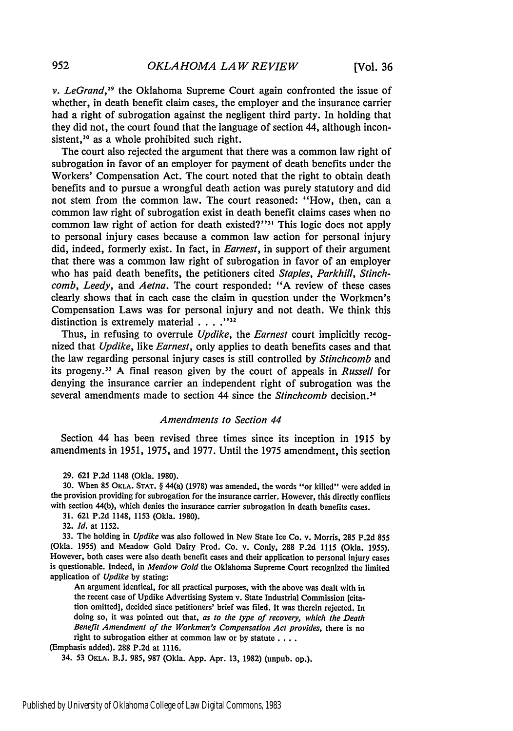*v. LeGrand*,[29] the Oklahoma Supreme Court again confronted the issue of whether, in death benefit claim cases, the employer and the insurance carrier had a right of subrogation against the negligent third party. In holding that they did not, the court found that the language of section 44, although inconsistent,[30] as a whole prohibited such right.

The court also rejected the argument that there was a common law right of subrogation in favor of an employer for payment of death benefits under the Workers' Compensation Act. The court noted that the right to obtain death benefits and to pursue a wrongful death action was purely statutory and did not stem from the common law. The court reasoned: "How, then, can a common law right of subrogation exist in death benefit claims cases when no common law right of action for death existed?"[31] This logic does not apply to personal injury cases because a common law action for personal injury did, indeed, formerly exist. In fact, in *Earnest*, in support of their argument that there was a common law right of subrogation in favor of an employer who has paid death benefits, the petitioners cited *Staples*, *Parkhill*, *Stinchcomb*, *Leedy*, and *Aetna*. The court responded: "A review of these cases clearly shows that in each case the claim in question under the Workmen's Compensation Laws was for personal injury and not death. We think this distinction is extremely material . . . ."[32]

Thus, in refusing to overrule *Updike*, the *Earnest* court implicitly recognized that *Updike*, like *Earnest*, only applies to death benefits cases and that the law regarding personal injury cases is still controlled by *Stinchcomb* and its progeny.[33] A final reason given by the court of appeals in *Russell* for denying the insurance carrier an independent right of subrogation was the several amendments made to section 44 since the *Stinchcomb* decision.[34]

### *Amendments to Section 44*

Section 44 has been revised three times since its inception in 1915 by amendments in 1951, 1975, and 1977. Until the 1975 amendment, this section

29. 621 P.2d 1148 (Okla. 1980).

30. When 85 OKLA. STAT. § 44(a) (1978) was amended, the words "or killed" were added in the provision providing for subrogation for the insurance carrier. However, this directly conflicts with section 44(b), which denies the insurance carrier subrogation in death benefits cases.

31. 621 P.2d 1148, 1153 (Okla. 1980).

32. *Id.* at 1152.

33. The holding in *Updike* was also followed in New State Ice Co. v. Morris, 285 P.2d 855 (Okla. 1955) and Meadow Gold Dairy Prod. Co. v. Conly, 288 P.2d 1115 (Okla. 1955). However, both cases were also death benefit cases and their application to personal injury cases is questionable. Indeed, in *Meadow Gold* the Oklahoma Supreme Court recognized the limited application of *Updike* by stating:

> An argument identical, for all practical purposes, with the above was dealt with in the recent case of Updike Advertising System v. State Industrial Commission [citation omitted], decided since petitioners' brief was filed. It was therein rejected. In doing so, it was pointed out that, *as to the type of recovery, which the Death Benefit Amendment of the Workmen's Compensation Act provides*, there is no right to subrogation either at common law or by statute . . . .

(Emphasis added). 288 P.2d at 1116.

34. 53 OKLA. B.J. 985, 987 (Okla. App. Apr. 13, 1982) (unpub. op.).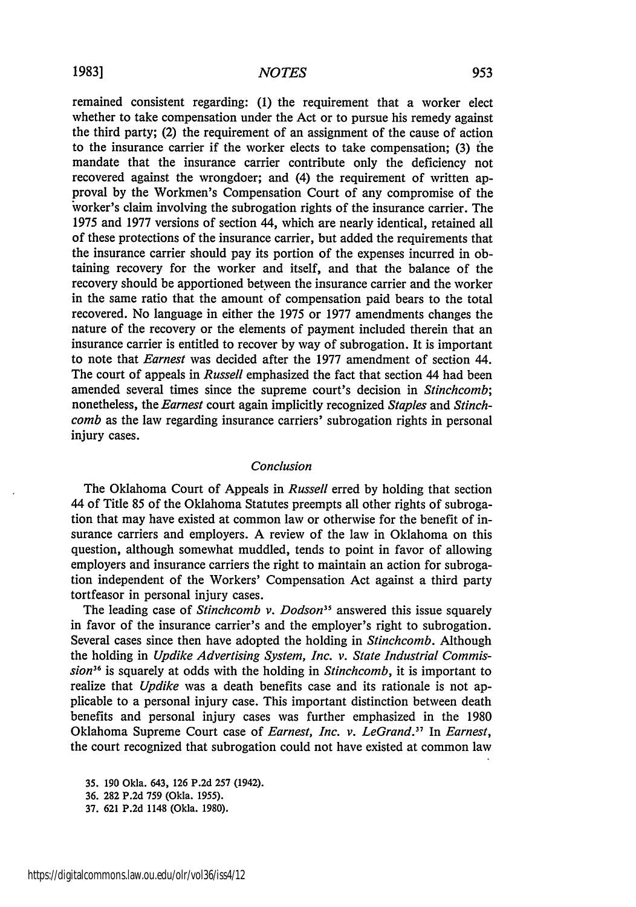remained consistent regarding: (1) the requirement that a worker elect whether to take compensation under the Act or to pursue his remedy against the third party; (2) the requirement of an assignment of the cause of action to the insurance carrier if the worker elects to take compensation; (3) the mandate that the insurance carrier contribute only the deficiency not recovered against the wrongdoer; and (4) the requirement of written approval by the Workmen's Compensation Court of any compromise of the worker's claim involving the subrogation rights of the insurance carrier. The 1975 and 1977 versions of section 44, which are nearly identical, retained all of these protections of the insurance carrier, but added the requirements that the insurance carrier should pay its portion of the expenses incurred in obtaining recovery for the worker and itself, and that the balance of the recovery should be apportioned between the insurance carrier and the worker in the same ratio that the amount of compensation paid bears to the total recovered. No language in either the 1975 or 1977 amendments changes the nature of the recovery or the elements of payment included therein that an insurance carrier is entitled to recover by way of subrogation. It is important to note that *Earnest* was decided after the 1977 amendment of section 44. The court of appeals in *Russell* emphasized the fact that section 44 had been amended several times since the supreme court's decision in *Stinchcomb*; nonetheless, the *Earnest* court again implicitly recognized *Staples* and *Stinchcomb* as the law regarding insurance carriers' subrogation rights in personal injury cases.

### *Conclusion*

The Oklahoma Court of Appeals in *Russell* erred by holding that section 44 of Title 85 of the Oklahoma Statutes preempts all other rights of subrogation that may have existed at common law or otherwise for the benefit of insurance carriers and employers. A review of the law in Oklahoma on this question, although somewhat muddled, tends to point in favor of allowing employers and insurance carriers the right to maintain an action for subrogation independent of the Workers' Compensation Act against a third party tortfeasor in personal injury cases.

The leading case of *Stinchcomb v. Dodson*[35] answered this issue squarely in favor of the insurance carrier's and the employer's right to subrogation. Several cases since then have adopted the holding in *Stinchcomb*. Although the holding in *Updike Advertising System, Inc. v. State Industrial Commission*[36] is squarely at odds with the holding in *Stinchcomb*, it is important to realize that *Updike* was a death benefits case and its rationale is not applicable to a personal injury case. This important distinction between death benefits and personal injury cases was further emphasized in the 1980 Oklahoma Supreme Court case of *Earnest, Inc. v. LeGrand*.[37] In *Earnest*, the court recognized that subrogation could not have existed at common law

35. 190 Okla. 643, 126 P.2d 257 (1942).
36. 282 P.2d 759 (Okla. 1955).
37. 621 P.2d 1148 (Okla. 1980).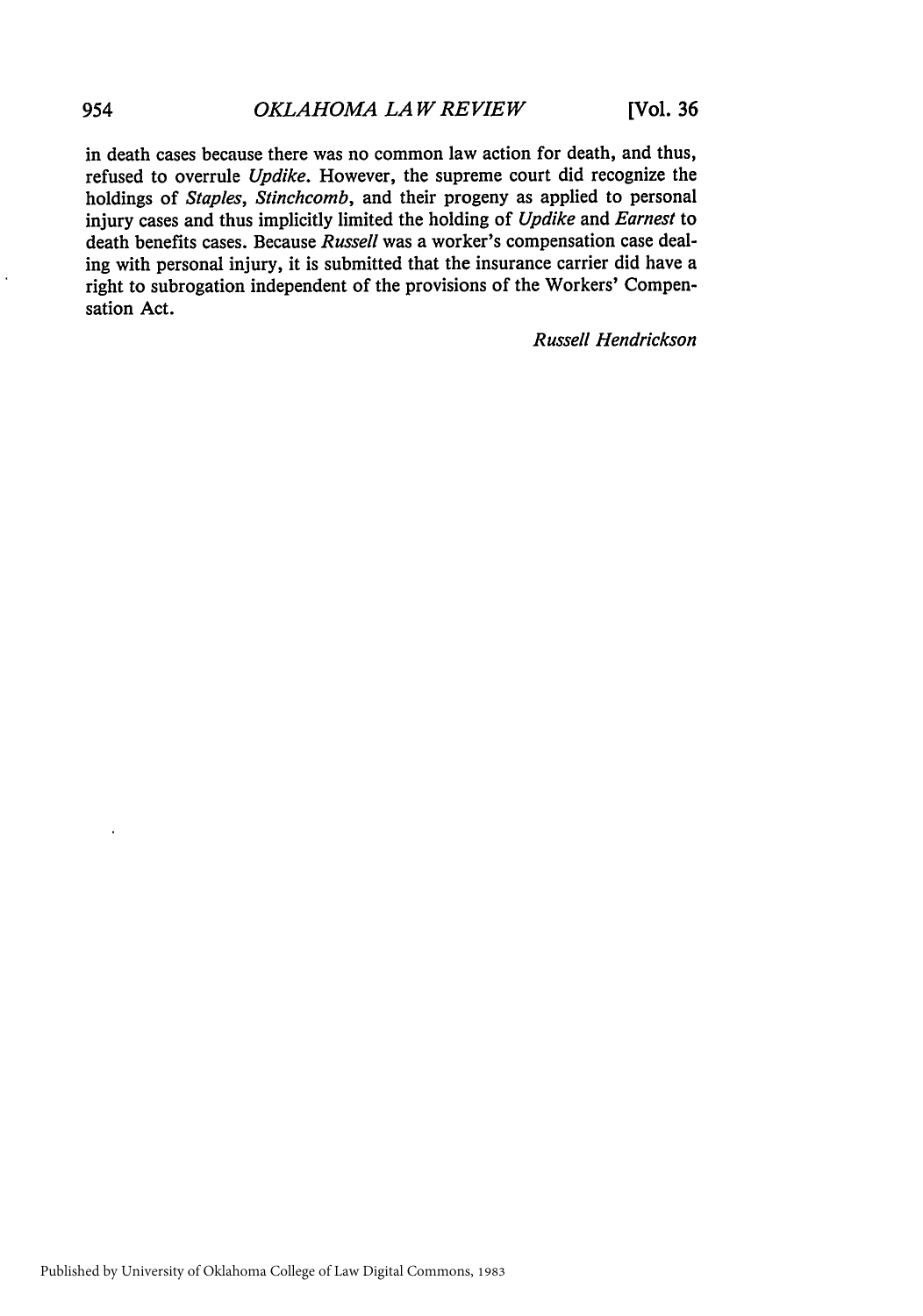in death cases because there was no common law action for death, and thus, refused to overrule *Updike*. However, the supreme court did recognize the holdings of *Staples*, *Stinchcomb*, and their progeny as applied to personal injury cases and thus implicitly limited the holding of *Updike* and *Earnest* to death benefits cases. Because *Russell* was a worker's compensation case dealing with personal injury, it is submitted that the insurance carrier did have a right to subrogation independent of the provisions of the Workers' Compensation Act.

*Russell Hendrickson*